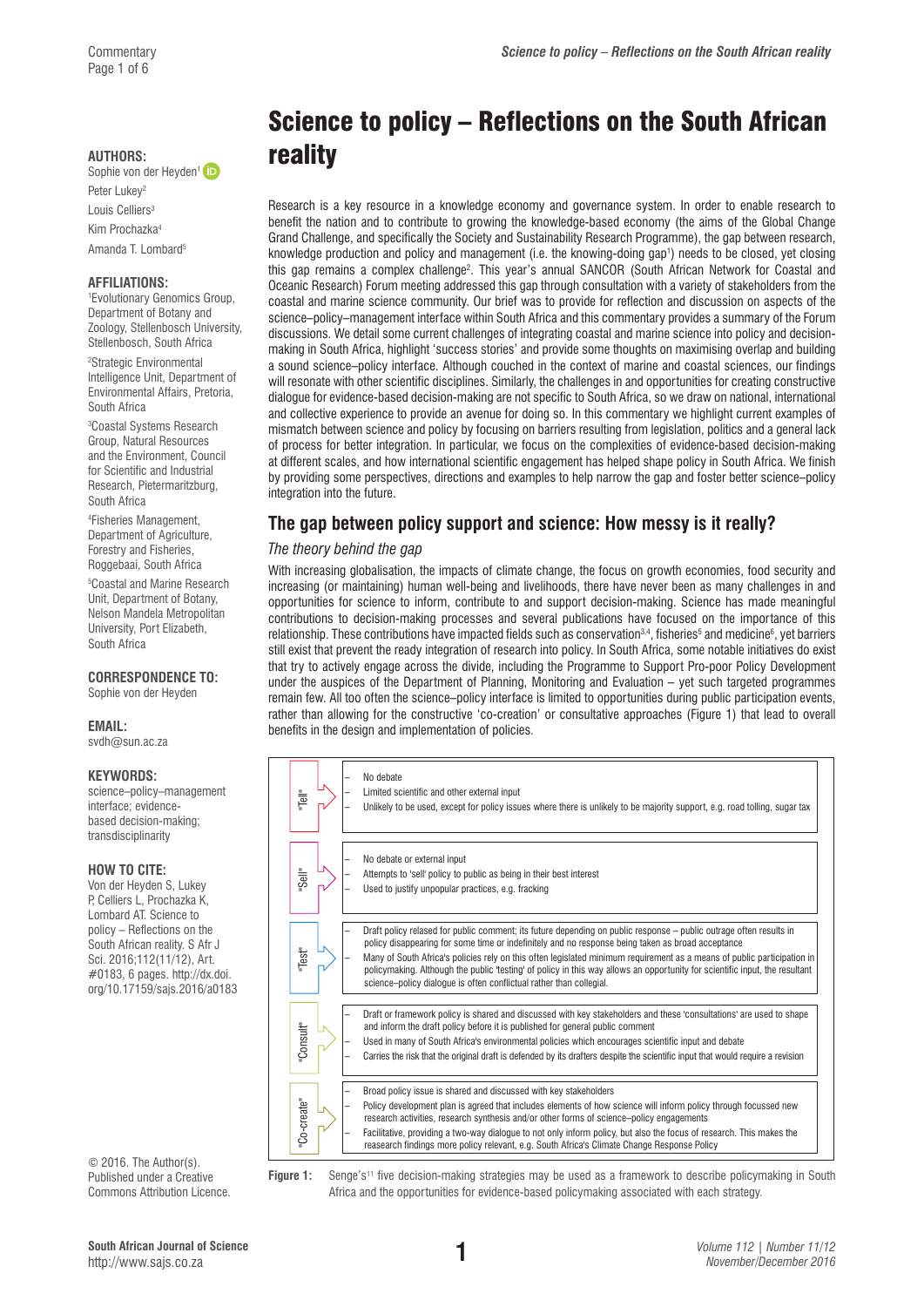# Science to policy – Reflections on the South African reality

**AUTHORS:**
Sophie von der Heyden[1]
Peter Lukey[2]
Louis Celliers[3]
Kim Prochazka[4]
Amanda T. Lombard[5]

**AFFILIATIONS:**
[1]Evolutionary Genomics Group, Department of Botany and Zoology, Stellenbosch University, Stellenbosch, South Africa
[2]Strategic Environmental Intelligence Unit, Department of Environmental Affairs, Pretoria, South Africa
[3]Coastal Systems Research Group, Natural Resources and the Environment, Council for Scientific and Industrial Research, Pietermaritzburg, South Africa
[4]Fisheries Management, Department of Agriculture, Forestry and Fisheries, Roggebaai, South Africa
[5]Coastal and Marine Research Unit, Department of Botany, Nelson Mandela Metropolitan University, Port Elizabeth, South Africa

**CORRESPONDENCE TO:**
Sophie von der Heyden

**EMAIL:**
svdh@sun.ac.za

**KEYWORDS:**
science–policy–management interface; evidence-based decision-making; transdisciplinarity

**HOW TO CITE:**
Von der Heyden S, Lukey P, Celliers L, Prochazka K, Lombard AT. Science to policy – Reflections on the South African reality. S Afr J Sci. 2016;112(11/12), Art. #0183, 6 pages. http://dx.doi.org/10.17159/sajs.2016/a0183

© 2016. The Author(s). Published under a Creative Commons Attribution Licence.

Research is a key resource in a knowledge economy and governance system. In order to enable research to benefit the nation and to contribute to growing the knowledge-based economy (the aims of the Global Change Grand Challenge, and specifically the Society and Sustainability Research Programme), the gap between research, knowledge production and policy and management (i.e. the knowing-doing gap[1]) needs to be closed, yet closing this gap remains a complex challenge[2]. This year's annual SANCOR (South African Network for Coastal and Oceanic Research) Forum meeting addressed this gap through consultation with a variety of stakeholders from the coastal and marine science community. Our brief was to provide for reflection and discussion on aspects of the science–policy–management interface within South Africa and this commentary provides a summary of the Forum discussions. We detail some current challenges of integrating coastal and marine science into policy and decision-making in South Africa, highlight 'success stories' and provide some thoughts on maximising overlap and building a sound science–policy interface. Although couched in the context of marine and coastal sciences, our findings will resonate with other scientific disciplines. Similarly, the challenges in and opportunities for creating constructive dialogue for evidence-based decision-making are not specific to South Africa, so we draw on national, international and collective experience to provide an avenue for doing so. In this commentary we highlight current examples of mismatch between science and policy by focusing on barriers resulting from legislation, politics and a general lack of process for better integration. In particular, we focus on the complexities of evidence-based decision-making at different scales, and how international scientific engagement has helped shape policy in South Africa. We finish by providing some perspectives, directions and examples to help narrow the gap and foster better science–policy integration into the future.

## The gap between policy support and science: How messy is it really?

### *The theory behind the gap*

With increasing globalisation, the impacts of climate change, the focus on growth economies, food security and increasing (or maintaining) human well-being and livelihoods, there have never been as many challenges in and opportunities for science to inform, contribute to and support decision-making. Science has made meaningful contributions to decision-making processes and several publications have focused on the importance of this relationship. These contributions have impacted fields such as conservation[3,4], fisheries[5] and medicine[6], yet barriers still exist that prevent the ready integration of research into policy. In South Africa, some notable initiatives do exist that try to actively engage across the divide, including the Programme to Support Pro-poor Policy Development under the auspices of the Department of Planning, Monitoring and Evaluation – yet such targeted programmes remain few. All too often the science–policy interface is limited to opportunities during public participation events, rather than allowing for the constructive 'co-creation' or consultative approaches (Figure 1) that lead to overall benefits in the design and implementation of policies.

| | |
|---|---|
| "Tell" | – No debate<br>– Limited scientific and other external input<br>– Unlikely to be used, except for policy issues where there is unlikely to be majority support, e.g. road tolling, sugar tax |
| "Sell" | – No debate or external input<br>– Attempts to 'sell' policy to public as being in their best interest<br>– Used to justify unpopular practices, e.g. fracking |
| "Test" | – Draft policy relased for public comment; its future depending on public response – public outrage often results in policy disappearing for some time or indefinitely and no response being taken as broad acceptance<br>– Many of South Africa's policies rely on this often legislated minimum requirement as a means of public participation in policymaking. Although the public 'testing' of policy in this way allows an opportunity for scientific input, the resultant science–policy dialogue is often conflictual rather than collegial. |
| "Consult" | – Draft or framework policy is shared and discussed with key stakeholders and these 'consultations' are used to shape and inform the draft policy before it is published for general public comment<br>– Used in many of South Africa's environmental policies which encourages scientific input and debate<br>– Carries the risk that the original draft is defended by its drafters despite the scientific input that would require a revision |
| "Co-create" | – Broad policy issue is shared and discussed with key stakeholders<br>– Policy development plan is agreed that includes elements of how science will inform policy through focussed new research activities, research synthesis and/or other forms of science–policy engagements<br>– Facilitative, providing a two-way dialogue to not only inform policy, but also the focus of research. This makes the research findings more policy relevant, e.g. South Africa's Climate Change Response Policy |

**Figure 1:** Senge's[11] five decision-making strategies may be used as a framework to describe policymaking in South Africa and the opportunities for evidence-based policymaking associated with each strategy.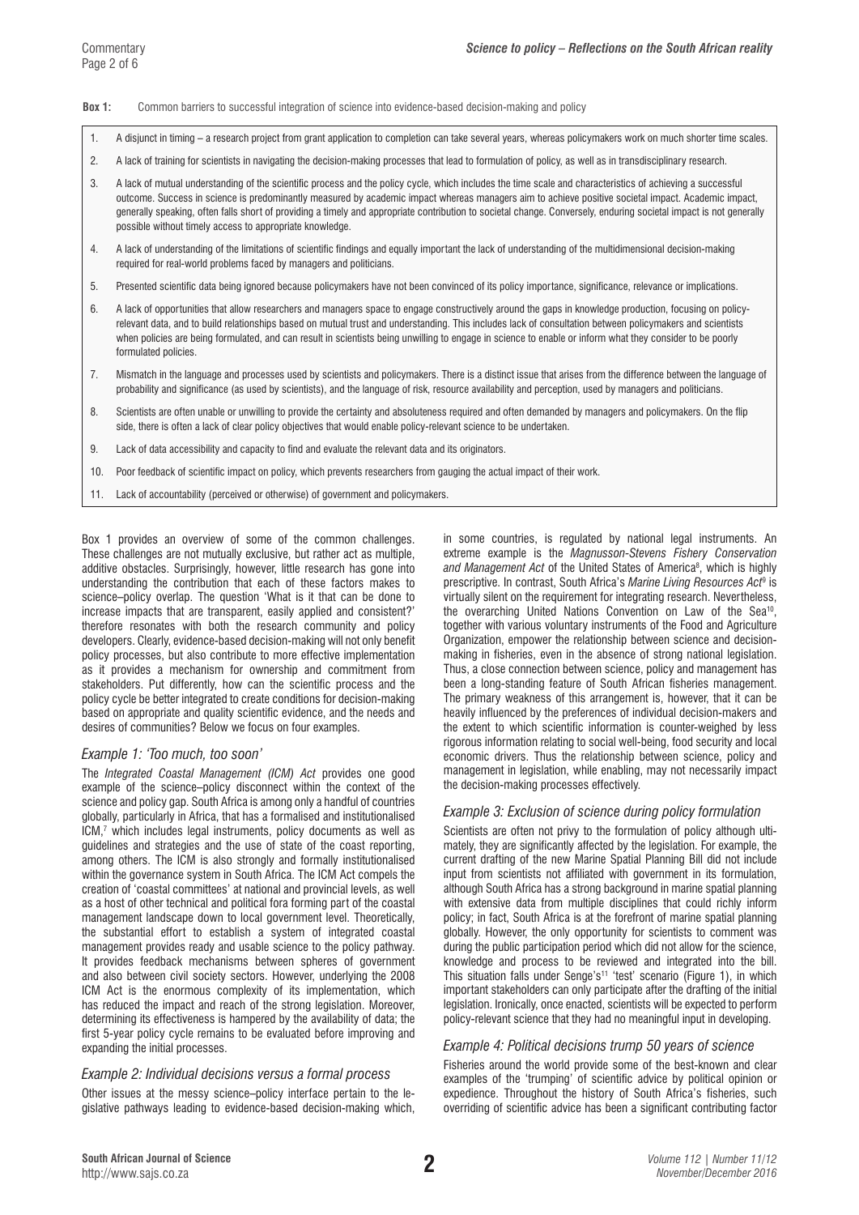**Box 1:** Common barriers to successful integration of science into evidence-based decision-making and policy

1. A disjunct in timing – a research project from grant application to completion can take several years, whereas policymakers work on much shorter time scales.
2. A lack of training for scientists in navigating the decision-making processes that lead to formulation of policy, as well as in transdisciplinary research.
3. A lack of mutual understanding of the scientific process and the policy cycle, which includes the time scale and characteristics of achieving a successful outcome. Success in science is predominantly measured by academic impact whereas managers aim to achieve positive societal impact. Academic impact, generally speaking, often falls short of providing a timely and appropriate contribution to societal change. Conversely, enduring societal impact is not generally possible without timely access to appropriate knowledge.
4. A lack of understanding of the limitations of scientific findings and equally important the lack of understanding of the multidimensional decision-making required for real-world problems faced by managers and politicians.
5. Presented scientific data being ignored because policymakers have not been convinced of its policy importance, significance, relevance or implications.
6. A lack of opportunities that allow researchers and managers space to engage constructively around the gaps in knowledge production, focusing on policy-relevant data, and to build relationships based on mutual trust and understanding. This includes lack of consultation between policymakers and scientists when policies are being formulated, and can result in scientists being unwilling to engage in science to enable or inform what they consider to be poorly formulated policies.
7. Mismatch in the language and processes used by scientists and policymakers. There is a distinct issue that arises from the difference between the language of probability and significance (as used by scientists), and the language of risk, resource availability and perception, used by managers and politicians.
8. Scientists are often unable or unwilling to provide the certainty and absoluteness required and often demanded by managers and policymakers. On the flip side, there is often a lack of clear policy objectives that would enable policy-relevant science to be undertaken.
9. Lack of data accessibility and capacity to find and evaluate the relevant data and its originators.
10. Poor feedback of scientific impact on policy, which prevents researchers from gauging the actual impact of their work.
11. Lack of accountability (perceived or otherwise) of government and policymakers.

Box 1 provides an overview of some of the common challenges. These challenges are not mutually exclusive, but rather act as multiple, additive obstacles. Surprisingly, however, little research has gone into understanding the contribution that each of these factors makes to science–policy overlap. The question 'What is it that can be done to increase impacts that are transparent, easily applied and consistent?' therefore resonates with both the research community and policy developers. Clearly, evidence-based decision-making will not only benefit policy processes, but also contribute to more effective implementation as it provides a mechanism for ownership and commitment from stakeholders. Put differently, how can the scientific process and the policy cycle be better integrated to create conditions for decision-making based on appropriate and quality scientific evidence, and the needs and desires of communities? Below we focus on four examples.

### *Example 1: 'Too much, too soon'*

The *Integrated Coastal Management (ICM) Act* provides one good example of the science–policy disconnect within the context of the science and policy gap. South Africa is among only a handful of countries globally, particularly in Africa, that has a formalised and institutionalised ICM,[7] which includes legal instruments, policy documents as well as guidelines and strategies and the use of state of the coast reporting, among others. The ICM is also strongly and formally institutionalised within the governance system in South Africa. The ICM Act compels the creation of 'coastal committees' at national and provincial levels, as well as a host of other technical and political fora forming part of the coastal management landscape down to local government level. Theoretically, the substantial effort to establish a system of integrated coastal management provides ready and usable science to the policy pathway. It provides feedback mechanisms between spheres of government and also between civil society sectors. However, underlying the 2008 ICM Act is the enormous complexity of its implementation, which has reduced the impact and reach of the strong legislation. Moreover, determining its effectiveness is hampered by the availability of data; the first 5-year policy cycle remains to be evaluated before improving and expanding the initial processes.

### *Example 2: Individual decisions versus a formal process*

Other issues at the messy science–policy interface pertain to the legislative pathways leading to evidence-based decision-making which, in some countries, is regulated by national legal instruments. An extreme example is the *Magnusson-Stevens Fishery Conservation and Management Act* of the United States of America[8], which is highly prescriptive. In contrast, South Africa's *Marine Living Resources Act*[9] is virtually silent on the requirement for integrating research. Nevertheless, the overarching United Nations Convention on Law of the Sea[10], together with various voluntary instruments of the Food and Agriculture Organization, empower the relationship between science and decision-making in fisheries, even in the absence of strong national legislation. Thus, a close connection between science, policy and management has been a long-standing feature of South African fisheries management. The primary weakness of this arrangement is, however, that it can be heavily influenced by the preferences of individual decision-makers and the extent to which scientific information is counter-weighed by less rigorous information relating to social well-being, food security and local economic drivers. Thus the relationship between science, policy and management in legislation, while enabling, may not necessarily impact the decision-making processes effectively.

### *Example 3: Exclusion of science during policy formulation*

Scientists are often not privy to the formulation of policy although ultimately, they are significantly affected by the legislation. For example, the current drafting of the new Marine Spatial Planning Bill did not include input from scientists not affiliated with government in its formulation, although South Africa has a strong background in marine spatial planning with extensive data from multiple disciplines that could richly inform policy; in fact, South Africa is at the forefront of marine spatial planning globally. However, the only opportunity for scientists to comment was during the public participation period which did not allow for the science, knowledge and process to be reviewed and integrated into the bill. This situation falls under Senge's[11] 'test' scenario (Figure 1), in which important stakeholders can only participate after the drafting of the initial legislation. Ironically, once enacted, scientists will be expected to perform policy-relevant science that they had no meaningful input in developing.

### *Example 4: Political decisions trump 50 years of science*

Fisheries around the world provide some of the best-known and clear examples of the 'trumping' of scientific advice by political opinion or expedience. Throughout the history of South Africa's fisheries, such overriding of scientific advice has been a significant contributing factor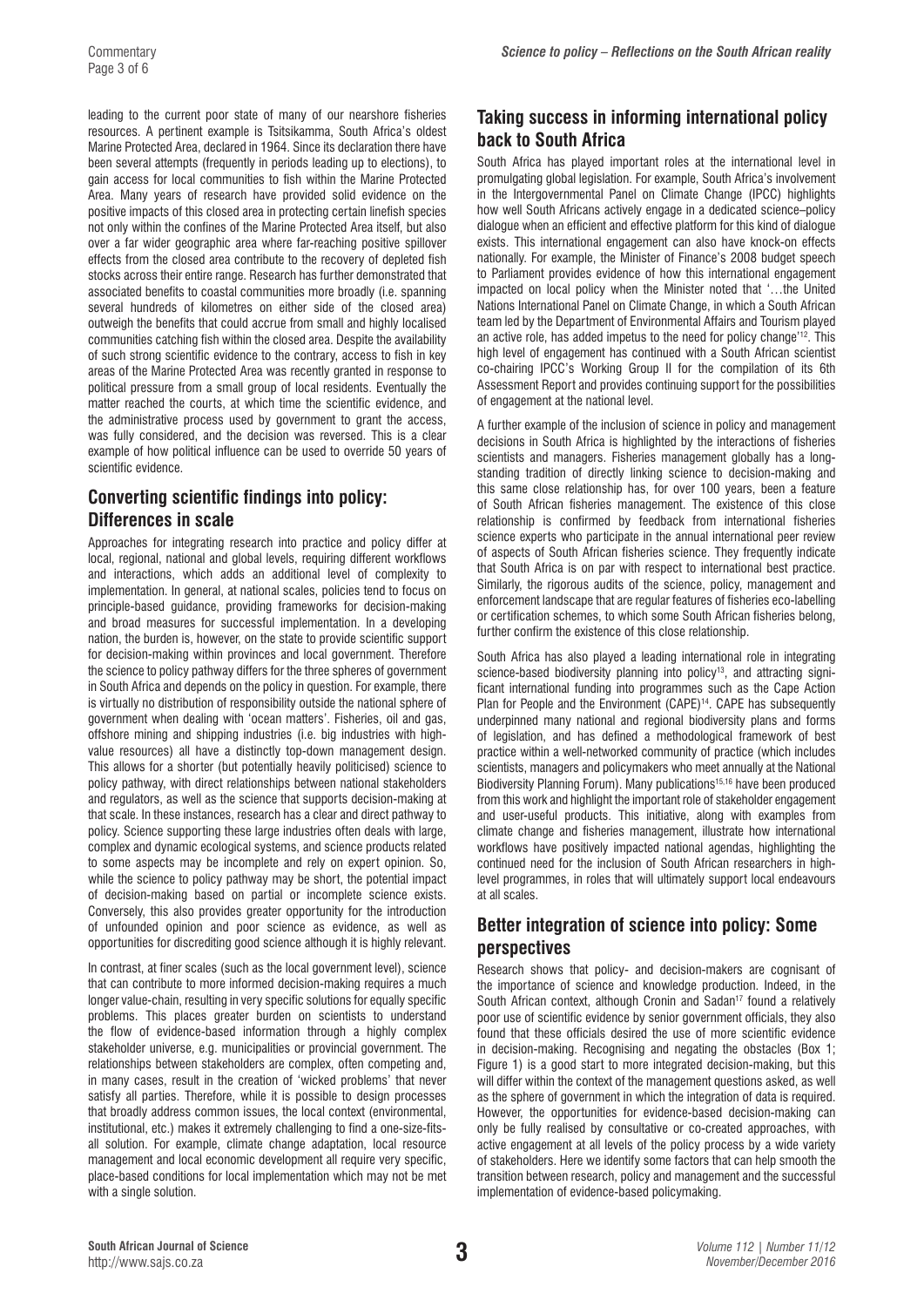leading to the current poor state of many of our nearshore fisheries resources. A pertinent example is Tsitsikamma, South Africa's oldest Marine Protected Area, declared in 1964. Since its declaration there have been several attempts (frequently in periods leading up to elections), to gain access for local communities to fish within the Marine Protected Area. Many years of research have provided solid evidence on the positive impacts of this closed area in protecting certain linefish species not only within the confines of the Marine Protected Area itself, but also over a far wider geographic area where far-reaching positive spillover effects from the closed area contribute to the recovery of depleted fish stocks across their entire range. Research has further demonstrated that associated benefits to coastal communities more broadly (i.e. spanning several hundreds of kilometres on either side of the closed area) outweigh the benefits that could accrue from small and highly localised communities catching fish within the closed area. Despite the availability of such strong scientific evidence to the contrary, access to fish in key areas of the Marine Protected Area was recently granted in response to political pressure from a small group of local residents. Eventually the matter reached the courts, at which time the scientific evidence, and the administrative process used by government to grant the access, was fully considered, and the decision was reversed. This is a clear example of how political influence can be used to override 50 years of scientific evidence.

## Converting scientific findings into policy: Differences in scale

Approaches for integrating research into practice and policy differ at local, regional, national and global levels, requiring different workflows and interactions, which adds an additional level of complexity to implementation. In general, at national scales, policies tend to focus on principle-based guidance, providing frameworks for decision-making and broad measures for successful implementation. In a developing nation, the burden is, however, on the state to provide scientific support for decision-making within provinces and local government. Therefore the science to policy pathway differs for the three spheres of government in South Africa and depends on the policy in question. For example, there is virtually no distribution of responsibility outside the national sphere of government when dealing with 'ocean matters'. Fisheries, oil and gas, offshore mining and shipping industries (i.e. big industries with high-value resources) all have a distinctly top-down management design. This allows for a shorter (but potentially heavily politicised) science to policy pathway, with direct relationships between national stakeholders and regulators, as well as the science that supports decision-making at that scale. In these instances, research has a clear and direct pathway to policy. Science supporting these large industries often deals with large, complex and dynamic ecological systems, and science products related to some aspects may be incomplete and rely on expert opinion. So, while the science to policy pathway may be short, the potential impact of decision-making based on partial or incomplete science exists. Conversely, this also provides greater opportunity for the introduction of unfounded opinion and poor science as evidence, as well as opportunities for discrediting good science although it is highly relevant.

In contrast, at finer scales (such as the local government level), science that can contribute to more informed decision-making requires a much longer value-chain, resulting in very specific solutions for equally specific problems. This places greater burden on scientists to understand the flow of evidence-based information through a highly complex stakeholder universe, e.g. municipalities or provincial government. The relationships between stakeholders are complex, often competing and, in many cases, result in the creation of 'wicked problems' that never satisfy all parties. Therefore, while it is possible to design processes that broadly address common issues, the local context (environmental, institutional, etc.) makes it extremely challenging to find a one-size-fits-all solution. For example, climate change adaptation, local resource management and local economic development all require very specific, place-based conditions for local implementation which may not be met with a single solution.

## Taking success in informing international policy back to South Africa

South Africa has played important roles at the international level in promulgating global legislation. For example, South Africa's involvement in the Intergovernmental Panel on Climate Change (IPCC) highlights how well South Africans actively engage in a dedicated science–policy dialogue when an efficient and effective platform for this kind of dialogue exists. This international engagement can also have knock-on effects nationally. For example, the Minister of Finance's 2008 budget speech to Parliament provides evidence of how this international engagement impacted on local policy when the Minister noted that '…the United Nations International Panel on Climate Change, in which a South African team led by the Department of Environmental Affairs and Tourism played an active role, has added impetus to the need for policy change'[12]. This high level of engagement has continued with a South African scientist co-chairing IPCC's Working Group II for the compilation of its 6th Assessment Report and provides continuing support for the possibilities of engagement at the national level.

A further example of the inclusion of science in policy and management decisions in South Africa is highlighted by the interactions of fisheries scientists and managers. Fisheries management globally has a long-standing tradition of directly linking science to decision-making and this same close relationship has, for over 100 years, been a feature of South African fisheries management. The existence of this close relationship is confirmed by feedback from international fisheries science experts who participate in the annual international peer review of aspects of South African fisheries science. They frequently indicate that South Africa is on par with respect to international best practice. Similarly, the rigorous audits of the science, policy, management and enforcement landscape that are regular features of fisheries eco-labelling or certification schemes, to which some South African fisheries belong, further confirm the existence of this close relationship.

South Africa has also played a leading international role in integrating science-based biodiversity planning into policy[13], and attracting significant international funding into programmes such as the Cape Action Plan for People and the Environment (CAPE)[14]. CAPE has subsequently underpinned many national and regional biodiversity plans and forms of legislation, and has defined a methodological framework of best practice within a well-networked community of practice (which includes scientists, managers and policymakers who meet annually at the National Biodiversity Planning Forum). Many publications[15,16] have been produced from this work and highlight the important role of stakeholder engagement and user-useful products. This initiative, along with examples from climate change and fisheries management, illustrate how international workflows have positively impacted national agendas, highlighting the continued need for the inclusion of South African researchers in high-level programmes, in roles that will ultimately support local endeavours at all scales.

## Better integration of science into policy: Some perspectives

Research shows that policy- and decision-makers are cognisant of the importance of science and knowledge production. Indeed, in the South African context, although Cronin and Sadan[17] found a relatively poor use of scientific evidence by senior government officials, they also found that these officials desired the use of more scientific evidence in decision-making. Recognising and negating the obstacles (Box 1; Figure 1) is a good start to more integrated decision-making, but this will differ within the context of the management questions asked, as well as the sphere of government in which the integration of data is required. However, the opportunities for evidence-based decision-making can only be fully realised by consultative or co-created approaches, with active engagement at all levels of the policy process by a wide variety of stakeholders. Here we identify some factors that can help smooth the transition between research, policy and management and the successful implementation of evidence-based policymaking.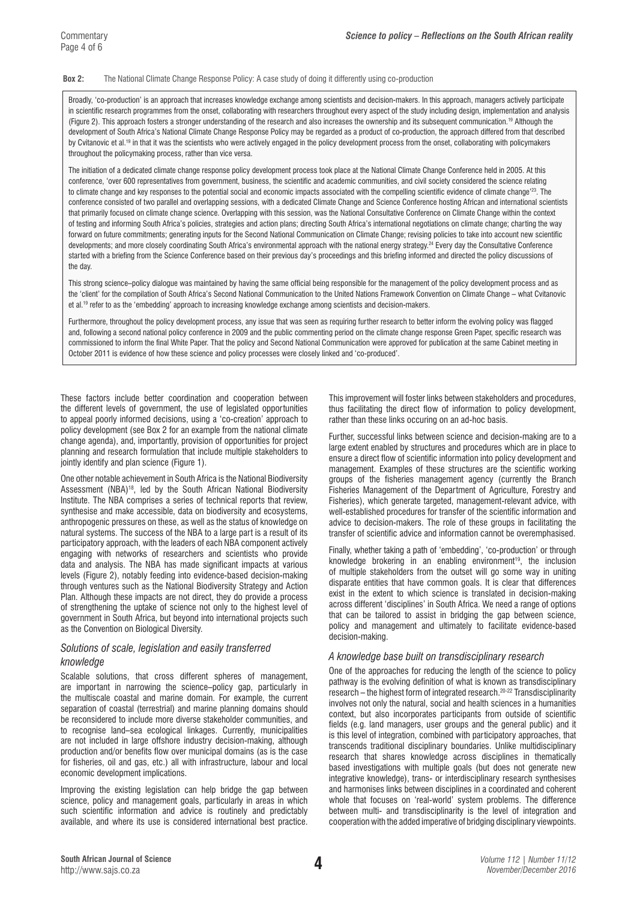**Box 2:** The National Climate Change Response Policy: A case study of doing it differently using co-production

Broadly, 'co-production' is an approach that increases knowledge exchange among scientists and decision-makers. In this approach, managers actively participate in scientific research programmes from the onset, collaborating with researchers throughout every aspect of the study including design, implementation and analysis (Figure 2). This approach fosters a stronger understanding of the research and also increases the ownership and its subsequent communication.[19] Although the development of South Africa's National Climate Change Response Policy may be regarded as a product of co-production, the approach differed from that described by Cvitanovic et al.[19] in that it was the scientists who were actively engaged in the policy development process from the onset, collaborating with policymakers throughout the policymaking process, rather than vice versa.

The initiation of a dedicated climate change response policy development process took place at the National Climate Change Conference held in 2005. At this conference, 'over 600 representatives from government, business, the scientific and academic communities, and civil society considered the science relating to climate change and key responses to the potential social and economic impacts associated with the compelling scientific evidence of climate change'[23]. The conference consisted of two parallel and overlapping sessions, with a dedicated Climate Change and Science Conference hosting African and international scientists that primarily focused on climate change science. Overlapping with this session, was the National Consultative Conference on Climate Change within the context of testing and informing South Africa's policies, strategies and action plans; directing South Africa's international negotiations on climate change; charting the way forward on future commitments; generating inputs for the Second National Communication on Climate Change; revising policies to take into account new scientific developments; and more closely coordinating South Africa's environmental approach with the national energy strategy.[24] Every day the Consultative Conference started with a briefing from the Science Conference based on their previous day's proceedings and this briefing informed and directed the policy discussions of the day.

This strong science–policy dialogue was maintained by having the same official being responsible for the management of the policy development process and as the 'client' for the compilation of South Africa's Second National Communication to the United Nations Framework Convention on Climate Change – what Cvitanovic et al.[19] refer to as the 'embedding' approach to increasing knowledge exchange among scientists and decision-makers.

Furthermore, throughout the policy development process, any issue that was seen as requiring further research to better inform the evolving policy was flagged and, following a second national policy conference in 2009 and the public commenting period on the climate change response Green Paper, specific research was commissioned to inform the final White Paper. That the policy and Second National Communication were approved for publication at the same Cabinet meeting in October 2011 is evidence of how these science and policy processes were closely linked and 'co-produced'.

These factors include better coordination and cooperation between the different levels of government, the use of legislated opportunities to appeal poorly informed decisions, using a 'co-creation' approach to policy development (see Box 2 for an example from the national climate change agenda), and, importantly, provision of opportunities for project planning and research formulation that include multiple stakeholders to jointly identify and plan science (Figure 1).

One other notable achievement in South Africa is the National Biodiversity Assessment (NBA)[18], led by the South African National Biodiversity Institute. The NBA comprises a series of technical reports that review, synthesise and make accessible, data on biodiversity and ecosystems, anthropogenic pressures on these, as well as the status of knowledge on natural systems. The success of the NBA to a large part is a result of its participatory approach, with the leaders of each NBA component actively engaging with networks of researchers and scientists who provide data and analysis. The NBA has made significant impacts at various levels (Figure 2), notably feeding into evidence-based decision-making through ventures such as the National Biodiversity Strategy and Action Plan. Although these impacts are not direct, they do provide a process of strengthening the uptake of science not only to the highest level of government in South Africa, but beyond into international projects such as the Convention on Biological Diversity.

### *Solutions of scale, legislation and easily transferred knowledge*

Scalable solutions, that cross different spheres of management, are important in narrowing the science–policy gap, particularly in the multiscale coastal and marine domain. For example, the current separation of coastal (terrestrial) and marine planning domains should be reconsidered to include more diverse stakeholder communities, and to recognise land–sea ecological linkages. Currently, municipalities are not included in large offshore industry decision-making, although production and/or benefits flow over municipal domains (as is the case for fisheries, oil and gas, etc.) all with infrastructure, labour and local economic development implications.

Improving the existing legislation can help bridge the gap between science, policy and management goals, particularly in areas in which such scientific information and advice is routinely and predictably available, and where its use is considered international best practice. This improvement will foster links between stakeholders and procedures, thus facilitating the direct flow of information to policy development, rather than these links occuring on an ad-hoc basis.

Further, successful links between science and decision-making are to a large extent enabled by structures and procedures which are in place to ensure a direct flow of scientific information into policy development and management. Examples of these structures are the scientific working groups of the fisheries management agency (currently the Branch Fisheries Management of the Department of Agriculture, Forestry and Fisheries), which generate targeted, management-relevant advice, with well-established procedures for transfer of the scientific information and advice to decision-makers. The role of these groups in facilitating the transfer of scientific advice and information cannot be overemphasised.

Finally, whether taking a path of 'embedding', 'co-production' or through knowledge brokering in an enabling environment[19], the inclusion of multiple stakeholders from the outset will go some way in uniting disparate entities that have common goals. It is clear that differences exist in the extent to which science is translated in decision-making across different 'disciplines' in South Africa. We need a range of options that can be tailored to assist in bridging the gap between science, policy and management and ultimately to facilitate evidence-based decision-making.

### *A knowledge base built on transdisciplinary research*

One of the approaches for reducing the length of the science to policy pathway is the evolving definition of what is known as transdisciplinary research – the highest form of integrated research.[20-22] Transdisciplinarity involves not only the natural, social and health sciences in a humanities context, but also incorporates participants from outside of scientific fields (e.g. land managers, user groups and the general public) and it is this level of integration, combined with participatory approaches, that transcends traditional disciplinary boundaries. Unlike multidisciplinary research that shares knowledge across disciplines in thematically based investigations with multiple goals (but does not generate new integrative knowledge), trans- or interdisciplinary research synthesises and harmonises links between disciplines in a coordinated and coherent whole that focuses on 'real-world' system problems. The difference between multi- and transdisciplinarity is the level of integration and cooperation with the added imperative of bridging disciplinary viewpoints.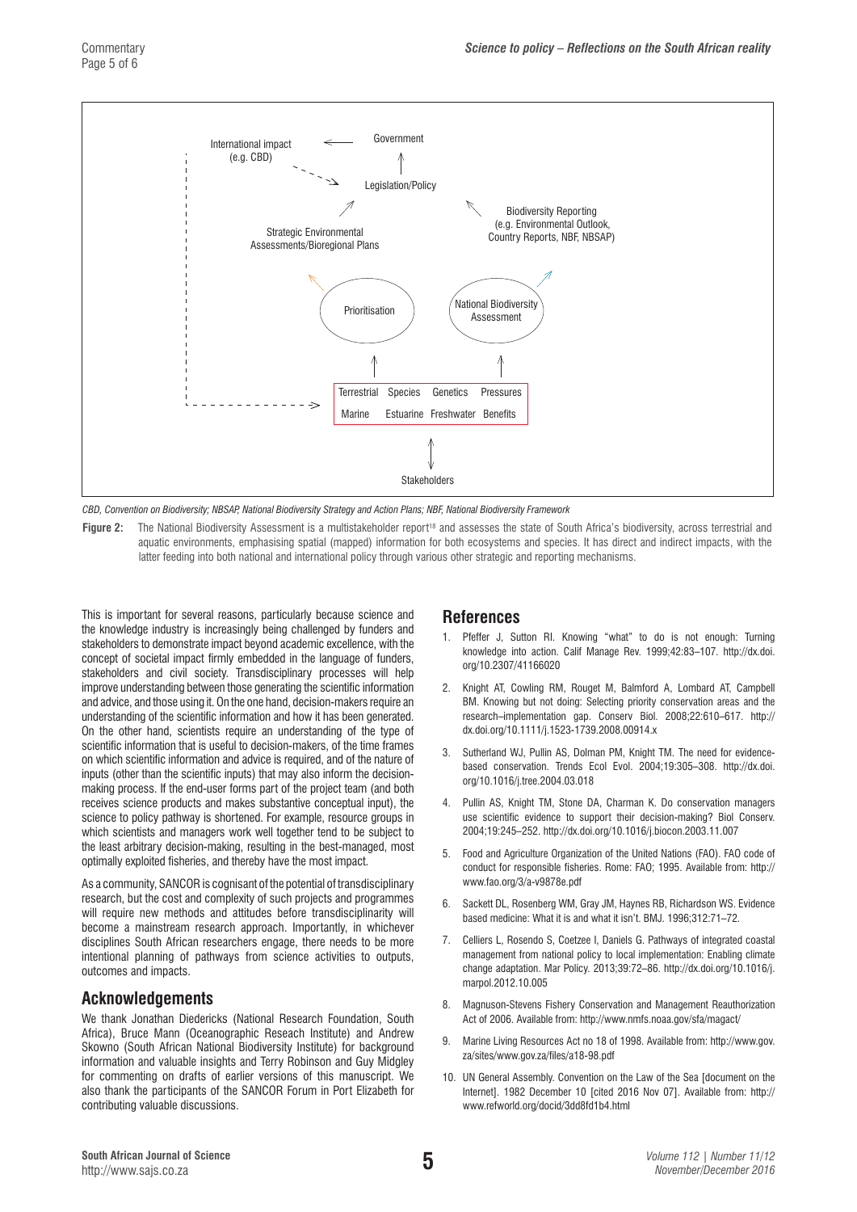International impact (e.g. CBD)

Government

Legislation/Policy

Strategic Environmental Assessments/Bioregional Plans

Biodiversity Reporting (e.g. Environmental Outlook, Country Reports, NBF, NBSAP)

Prioritisation

National Biodiversity Assessment

| Terrestrial | Species | Genetics | Pressures |
|---|---|---|---|
| Marine | Estuarine | Freshwater | Benefits |

Stakeholders

*CBD, Convention on Biodiversity; NBSAP, National Biodiversity Strategy and Action Plans; NBF, National Biodiversity Framework*

**Figure 2:** The National Biodiversity Assessment is a multistakeholder report[18] and assesses the state of South Africa's biodiversity, across terrestrial and aquatic environments, emphasising spatial (mapped) information for both ecosystems and species. It has direct and indirect impacts, with the latter feeding into both national and international policy through various other strategic and reporting mechanisms.

This is important for several reasons, particularly because science and the knowledge industry is increasingly being challenged by funders and stakeholders to demonstrate impact beyond academic excellence, with the concept of societal impact firmly embedded in the language of funders, stakeholders and civil society. Transdisciplinary processes will help improve understanding between those generating the scientific information and advice, and those using it. On the one hand, decision-makers require an understanding of the scientific information and how it has been generated. On the other hand, scientists require an understanding of the type of scientific information that is useful to decision-makers, of the time frames on which scientific information and advice is required, and of the nature of inputs (other than the scientific inputs) that may also inform the decision-making process. If the end-user forms part of the project team (and both receives science products and makes substantive conceptual input), the science to policy pathway is shortened. For example, resource groups in which scientists and managers work well together tend to be subject to the least arbitrary decision-making, resulting in the best-managed, most optimally exploited fisheries, and thereby have the most impact.

As a community, SANCOR is cognisant of the potential of transdisciplinary research, but the cost and complexity of such projects and programmes will require new methods and attitudes before transdisciplinarity will become a mainstream research approach. Importantly, in whichever disciplines South African researchers engage, there needs to be more intentional planning of pathways from science activities to outputs, outcomes and impacts.

## Acknowledgements

We thank Jonathan Diedericks (National Research Foundation, South Africa), Bruce Mann (Oceanographic Reseach Institute) and Andrew Skowno (South African National Biodiversity Institute) for background information and valuable insights and Terry Robinson and Guy Midgley for commenting on drafts of earlier versions of this manuscript. We also thank the participants of the SANCOR Forum in Port Elizabeth for contributing valuable discussions.

## References

1. Pfeffer J, Sutton RI. Knowing "what" to do is not enough: Turning knowledge into action. Calif Manage Rev. 1999;42:83–107. http://dx.doi.org/10.2307/41166020
2. Knight AT, Cowling RM, Rouget M, Balmford A, Lombard AT, Campbell BM. Knowing but not doing: Selecting priority conservation areas and the research–implementation gap. Conserv Biol. 2008;22:610–617. http://dx.doi.org/10.1111/j.1523-1739.2008.00914.x
3. Sutherland WJ, Pullin AS, Dolman PM, Knight TM. The need for evidence-based conservation. Trends Ecol Evol. 2004;19:305–308. http://dx.doi.org/10.1016/j.tree.2004.03.018
4. Pullin AS, Knight TM, Stone DA, Charman K. Do conservation managers use scientific evidence to support their decision-making? Biol Conserv. 2004;19:245–252. http://dx.doi.org/10.1016/j.biocon.2003.11.007
5. Food and Agriculture Organization of the United Nations (FAO). FAO code of conduct for responsible fisheries. Rome: FAO; 1995. Available from: http://www.fao.org/3/a-v9878e.pdf
6. Sackett DL, Rosenberg WM, Gray JM, Haynes RB, Richardson WS. Evidence based medicine: What it is and what it isn't. BMJ. 1996;312:71–72.
7. Celliers L, Rosendo S, Coetzee I, Daniels G. Pathways of integrated coastal management from national policy to local implementation: Enabling climate change adaptation. Mar Policy. 2013;39:72–86. http://dx.doi.org/10.1016/j.marpol.2012.10.005
8. Magnuson-Stevens Fishery Conservation and Management Reauthorization Act of 2006. Available from: http://www.nmfs.noaa.gov/sfa/magact/
9. Marine Living Resources Act no 18 of 1998. Available from: http://www.gov.za/sites/www.gov.za/files/a18-98.pdf
10. UN General Assembly. Convention on the Law of the Sea [document on the Internet]. 1982 December 10 [cited 2016 Nov 07]. Available from: http://www.refworld.org/docid/3dd8fd1b4.html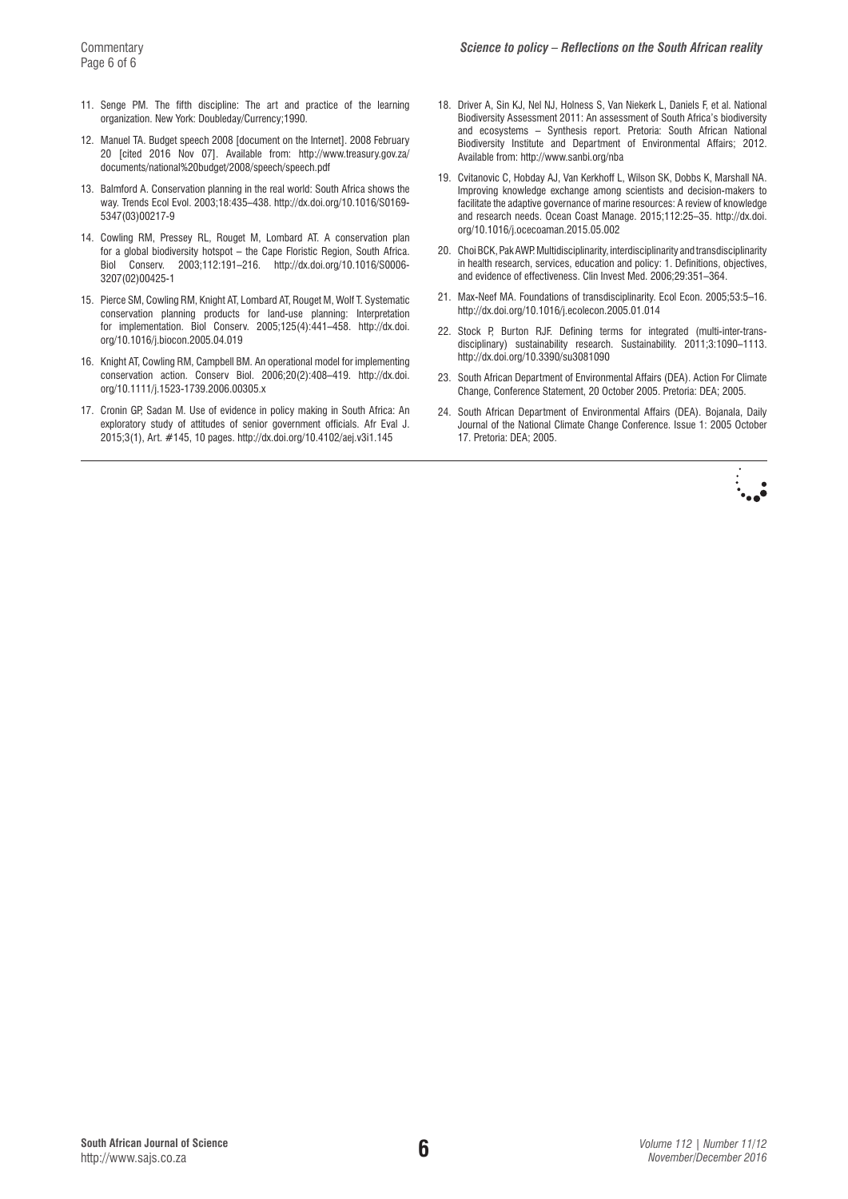11. Senge PM. The fifth discipline: The art and practice of the learning organization. New York: Doubleday/Currency;1990.

12. Manuel TA. Budget speech 2008 [document on the Internet]. 2008 February 20 [cited 2016 Nov 07]. Available from: http://www.treasury.gov.za/documents/national%20budget/2008/speech/speech.pdf

13. Balmford A. Conservation planning in the real world: South Africa shows the way. Trends Ecol Evol. 2003;18:435–438. http://dx.doi.org/10.1016/S0169-5347(03)00217-9

14. Cowling RM, Pressey RL, Rouget M, Lombard AT. A conservation plan for a global biodiversity hotspot – the Cape Floristic Region, South Africa. Biol Conserv. 2003;112:191–216. http://dx.doi.org/10.1016/S0006-3207(02)00425-1

15. Pierce SM, Cowling RM, Knight AT, Lombard AT, Rouget M, Wolf T. Systematic conservation planning products for land-use planning: Interpretation for implementation. Biol Conserv. 2005;125(4):441–458. http://dx.doi.org/10.1016/j.biocon.2005.04.019

16. Knight AT, Cowling RM, Campbell BM. An operational model for implementing conservation action. Conserv Biol. 2006;20(2):408–419. http://dx.doi.org/10.1111/j.1523-1739.2006.00305.x

17. Cronin GP, Sadan M. Use of evidence in policy making in South Africa: An exploratory study of attitudes of senior government officials. Afr Eval J. 2015;3(1), Art. #145, 10 pages. http://dx.doi.org/10.4102/aej.v3i1.145

18. Driver A, Sin KJ, Nel NJ, Holness S, Van Niekerk L, Daniels F, et al. National Biodiversity Assessment 2011: An assessment of South Africa's biodiversity and ecosystems – Synthesis report. Pretoria: South African National Biodiversity Institute and Department of Environmental Affairs; 2012. Available from: http://www.sanbi.org/nba

19. Cvitanovic C, Hobday AJ, Van Kerkhoff L, Wilson SK, Dobbs K, Marshall NA. Improving knowledge exchange among scientists and decision-makers to facilitate the adaptive governance of marine resources: A review of knowledge and research needs. Ocean Coast Manage. 2015;112:25–35. http://dx.doi.org/10.1016/j.ocecoaman.2015.05.002

20. Choi BCK, Pak AWP. Multidisciplinarity, interdisciplinarity and transdisciplinarity in health research, services, education and policy: 1. Definitions, objectives, and evidence of effectiveness. Clin Invest Med. 2006;29:351–364.

21. Max-Neef MA. Foundations of transdisciplinarity. Ecol Econ. 2005;53:5–16. http://dx.doi.org/10.1016/j.ecolecon.2005.01.014

22. Stock P, Burton RJF. Defining terms for integrated (multi-inter-trans-disciplinary) sustainability research. Sustainability. 2011;3:1090–1113. http://dx.doi.org/10.3390/su3081090

23. South African Department of Environmental Affairs (DEA). Action For Climate Change, Conference Statement, 20 October 2005. Pretoria: DEA; 2005.

24. South African Department of Environmental Affairs (DEA). Bojanala, Daily Journal of the National Climate Change Conference. Issue 1: 2005 October 17. Pretoria: DEA; 2005.